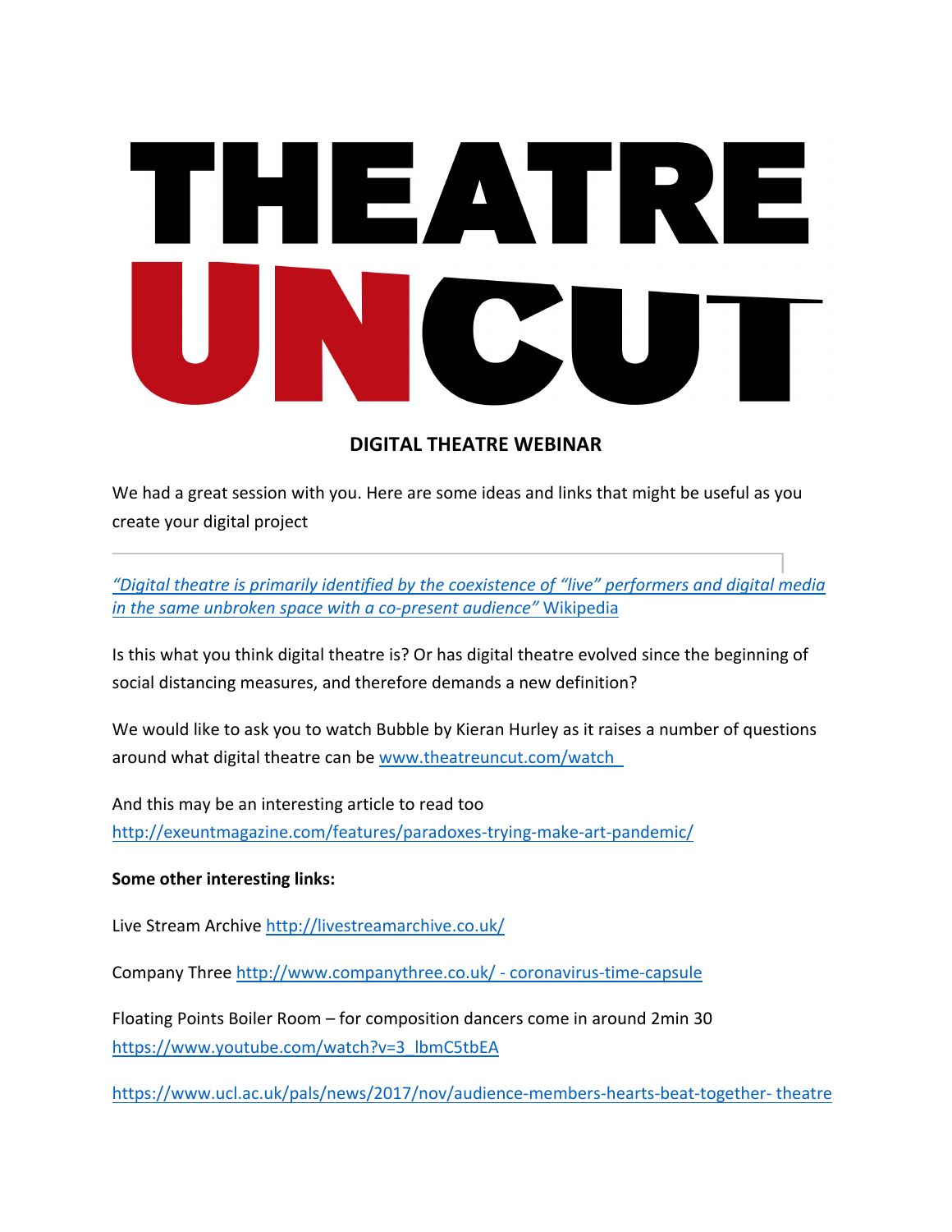# THEATRE UNCUT

## DIGITAL THEATRE WEBINAR

We had a great session with you. Here are some ideas and links that might be useful as you create your digital project

---

*"Digital theatre is primarily identified by the coexistence of "live" performers and digital media in the same unbroken space with a co-present audience"* Wikipedia

Is this what you think digital theatre is? Or has digital theatre evolved since the beginning of social distancing measures, and therefore demands a new definition?

We would like to ask you to watch Bubble by Kieran Hurley as it raises a number of questions around what digital theatre can be www.theatreuncut.com/watch

And this may be an interesting article to read too
http://exeuntmagazine.com/features/paradoxes-trying-make-art-pandemic/

**Some other interesting links:**

Live Stream Archive http://livestreamarchive.co.uk/

Company Three http://www.companythree.co.uk/ - coronavirus-time-capsule

Floating Points Boiler Room – for composition dancers come in around 2min 30
https://www.youtube.com/watch?v=3_lbmC5tbEA

https://www.ucl.ac.uk/pals/news/2017/nov/audience-members-hearts-beat-together- theatre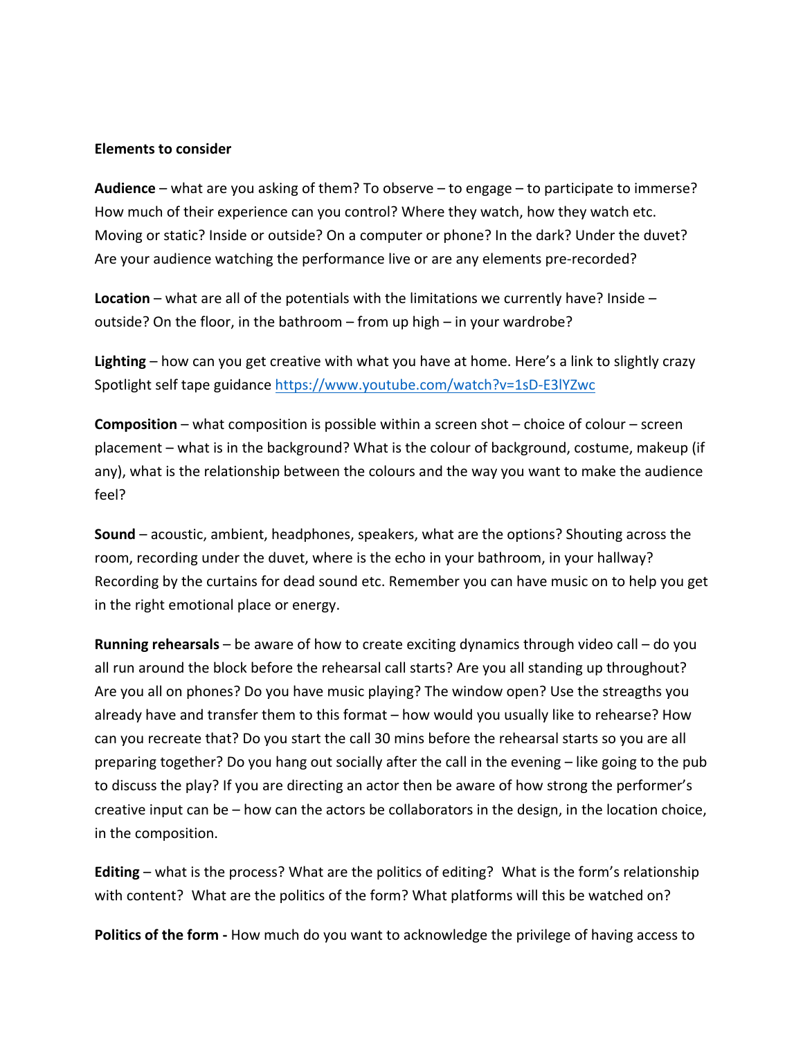**Elements to consider**

**Audience** – what are you asking of them? To observe – to engage – to participate to immerse? How much of their experience can you control? Where they watch, how they watch etc. Moving or static? Inside or outside? On a computer or phone? In the dark? Under the duvet? Are your audience watching the performance live or are any elements pre-recorded?

**Location** – what are all of the potentials with the limitations we currently have? Inside – outside? On the floor, in the bathroom – from up high – in your wardrobe?

**Lighting** – how can you get creative with what you have at home. Here's a link to slightly crazy Spotlight self tape guidance https://www.youtube.com/watch?v=1sD-E3lYZwc

**Composition** – what composition is possible within a screen shot – choice of colour – screen placement – what is in the background? What is the colour of background, costume, makeup (if any), what is the relationship between the colours and the way you want to make the audience feel?

**Sound** – acoustic, ambient, headphones, speakers, what are the options? Shouting across the room, recording under the duvet, where is the echo in your bathroom, in your hallway? Recording by the curtains for dead sound etc. Remember you can have music on to help you get in the right emotional place or energy.

**Running rehearsals** – be aware of how to create exciting dynamics through video call – do you all run around the block before the rehearsal call starts? Are you all standing up throughout? Are you all on phones? Do you have music playing? The window open? Use the streagths you already have and transfer them to this format – how would you usually like to rehearse? How can you recreate that? Do you start the call 30 mins before the rehearsal starts so you are all preparing together? Do you hang out socially after the call in the evening – like going to the pub to discuss the play? If you are directing an actor then be aware of how strong the performer's creative input can be – how can the actors be collaborators in the design, in the location choice, in the composition.

**Editing** – what is the process? What are the politics of editing? What is the form's relationship with content? What are the politics of the form? What platforms will this be watched on?

**Politics of the form -** How much do you want to acknowledge the privilege of having access to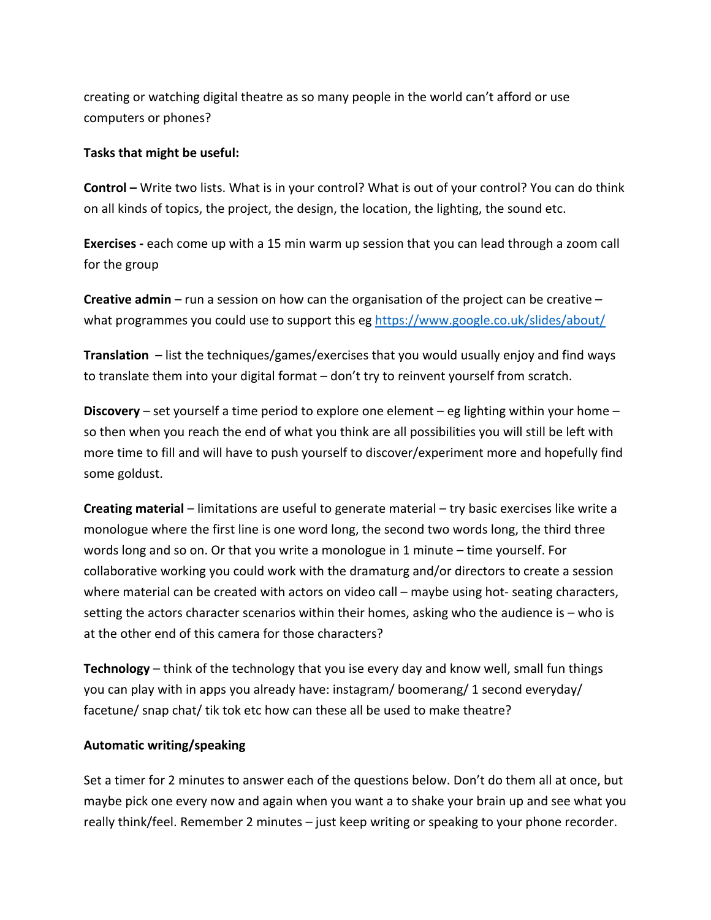creating or watching digital theatre as so many people in the world can't afford or use computers or phones?

**Tasks that might be useful:**

**Control –** Write two lists. What is in your control? What is out of your control? You can do think on all kinds of topics, the project, the design, the location, the lighting, the sound etc.

**Exercises -** each come up with a 15 min warm up session that you can lead through a zoom call for the group

**Creative admin** – run a session on how can the organisation of the project can be creative – what programmes you could use to support this eg https://www.google.co.uk/slides/about/

**Translation** – list the techniques/games/exercises that you would usually enjoy and find ways to translate them into your digital format – don't try to reinvent yourself from scratch.

**Discovery** – set yourself a time period to explore one element – eg lighting within your home – so then when you reach the end of what you think are all possibilities you will still be left with more time to fill and will have to push yourself to discover/experiment more and hopefully find some goldust.

**Creating material** – limitations are useful to generate material – try basic exercises like write a monologue where the first line is one word long, the second two words long, the third three words long and so on. Or that you write a monologue in 1 minute – time yourself. For collaborative working you could work with the dramaturg and/or directors to create a session where material can be created with actors on video call – maybe using hot- seating characters, setting the actors character scenarios within their homes, asking who the audience is – who is at the other end of this camera for those characters?

**Technology** – think of the technology that you ise every day and know well, small fun things you can play with in apps you already have: instagram/ boomerang/ 1 second everyday/ facetune/ snap chat/ tik tok etc how can these all be used to make theatre?

**Automatic writing/speaking**

Set a timer for 2 minutes to answer each of the questions below. Don't do them all at once, but maybe pick one every now and again when you want a to shake your brain up and see what you really think/feel. Remember 2 minutes – just keep writing or speaking to your phone recorder.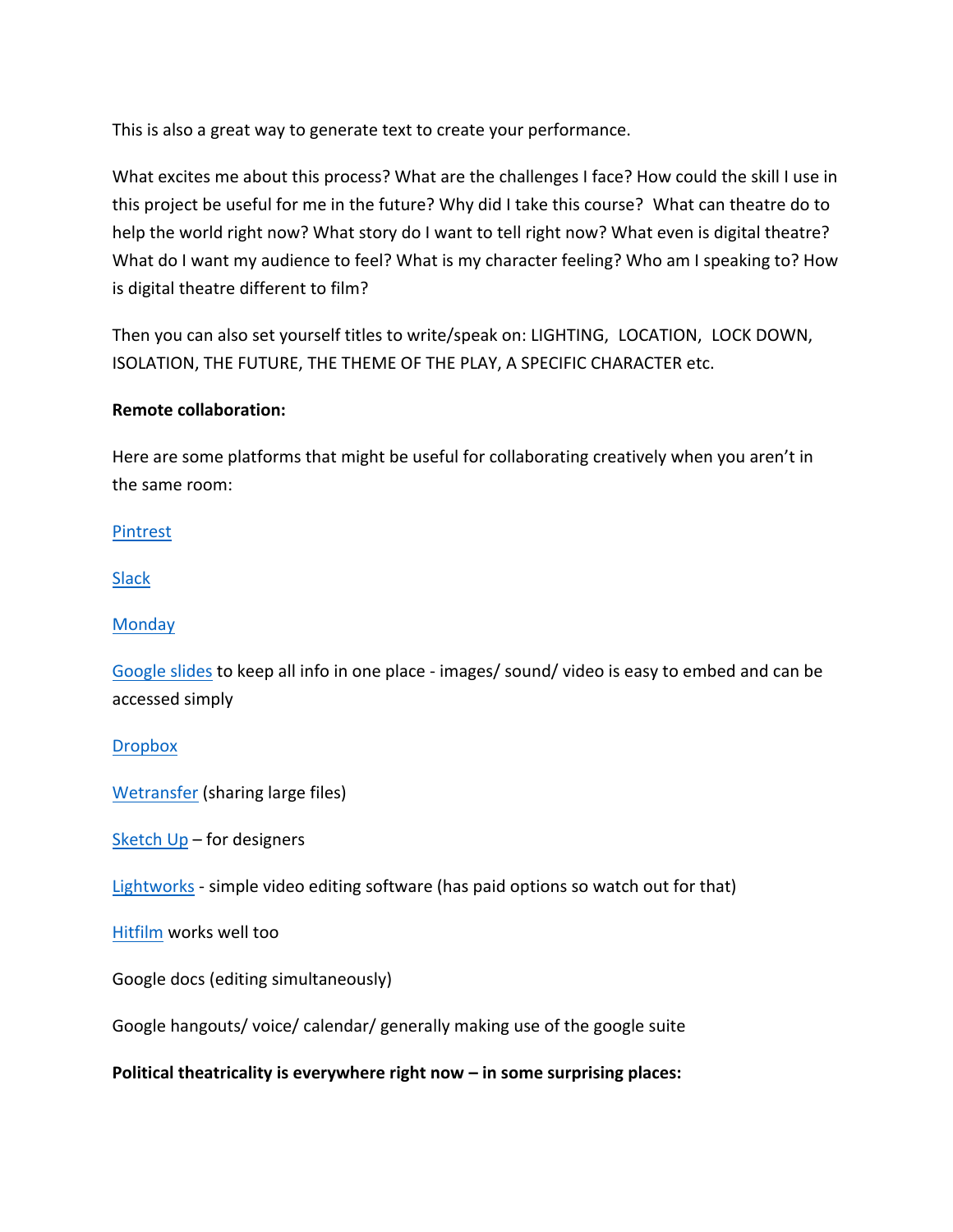This is also a great way to generate text to create your performance.

What excites me about this process? What are the challenges I face? How could the skill I use in this project be useful for me in the future? Why did I take this course?  What can theatre do to help the world right now? What story do I want to tell right now? What even is digital theatre? What do I want my audience to feel? What is my character feeling? Who am I speaking to? How is digital theatre different to film?

Then you can also set yourself titles to write/speak on: LIGHTING,  LOCATION,  LOCK DOWN, ISOLATION, THE FUTURE, THE THEME OF THE PLAY, A SPECIFIC CHARACTER etc.

**Remote collaboration:**

Here are some platforms that might be useful for collaborating creatively when you aren't in the same room:

Pintrest

Slack

Monday

Google slides to keep all info in one place - images/ sound/ video is easy to embed and can be accessed simply

Dropbox

Wetransfer (sharing large files)

Sketch Up – for designers

Lightworks - simple video editing software (has paid options so watch out for that)

Hitfilm works well too

Google docs (editing simultaneously)

Google hangouts/ voice/ calendar/ generally making use of the google suite

**Political theatricality is everywhere right now – in some surprising places:**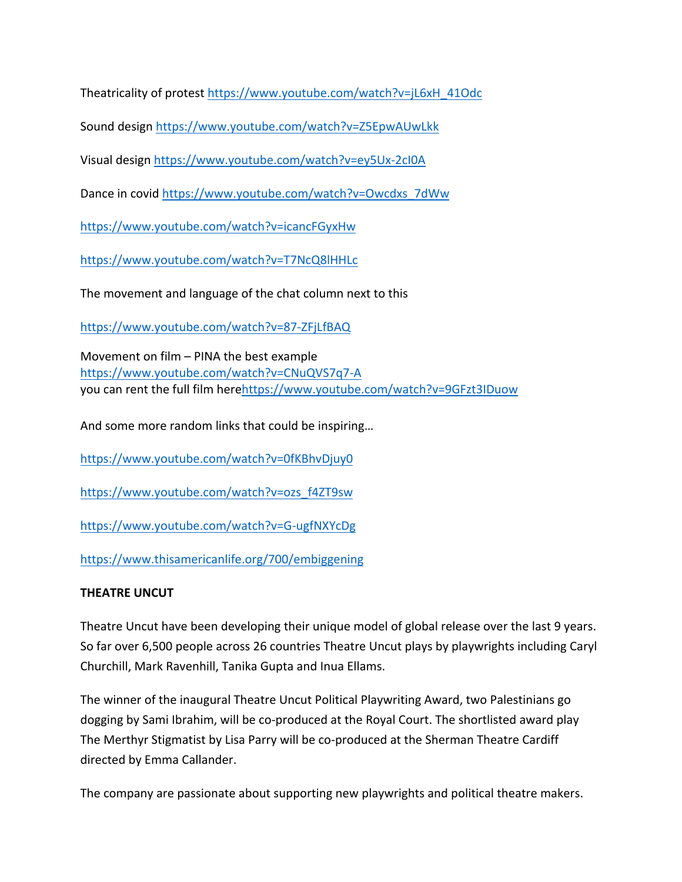Theatricality of protest https://www.youtube.com/watch?v=jL6xH_41Odc

Sound design https://www.youtube.com/watch?v=Z5EpwAUwLkk

Visual design https://www.youtube.com/watch?v=ey5Ux-2cI0A

Dance in covid https://www.youtube.com/watch?v=Owcdxs_7dWw

https://www.youtube.com/watch?v=icancFGyxHw

https://www.youtube.com/watch?v=T7NcQ8lHHLc

The movement and language of the chat column next to this

https://www.youtube.com/watch?v=87-ZFjLfBAQ

Movement on film – PINA the best example
https://www.youtube.com/watch?v=CNuQVS7q7-A
you can rent the full film herehttps://www.youtube.com/watch?v=9GFzt3IDuow

And some more random links that could be inspiring…

https://www.youtube.com/watch?v=0fKBhvDjuy0

https://www.youtube.com/watch?v=ozs_f4ZT9sw

https://www.youtube.com/watch?v=G-ugfNXYcDg

https://www.thisamericanlife.org/700/embiggening

**THEATRE UNCUT**

Theatre Uncut have been developing their unique model of global release over the last 9 years. So far over 6,500 people across 26 countries Theatre Uncut plays by playwrights including Caryl Churchill, Mark Ravenhill, Tanika Gupta and Inua Ellams.

The winner of the inaugural Theatre Uncut Political Playwriting Award, two Palestinians go dogging by Sami Ibrahim, will be co-produced at the Royal Court. The shortlisted award play The Merthyr Stigmatist by Lisa Parry will be co-produced at the Sherman Theatre Cardiff directed by Emma Callander.

The company are passionate about supporting new playwrights and political theatre makers.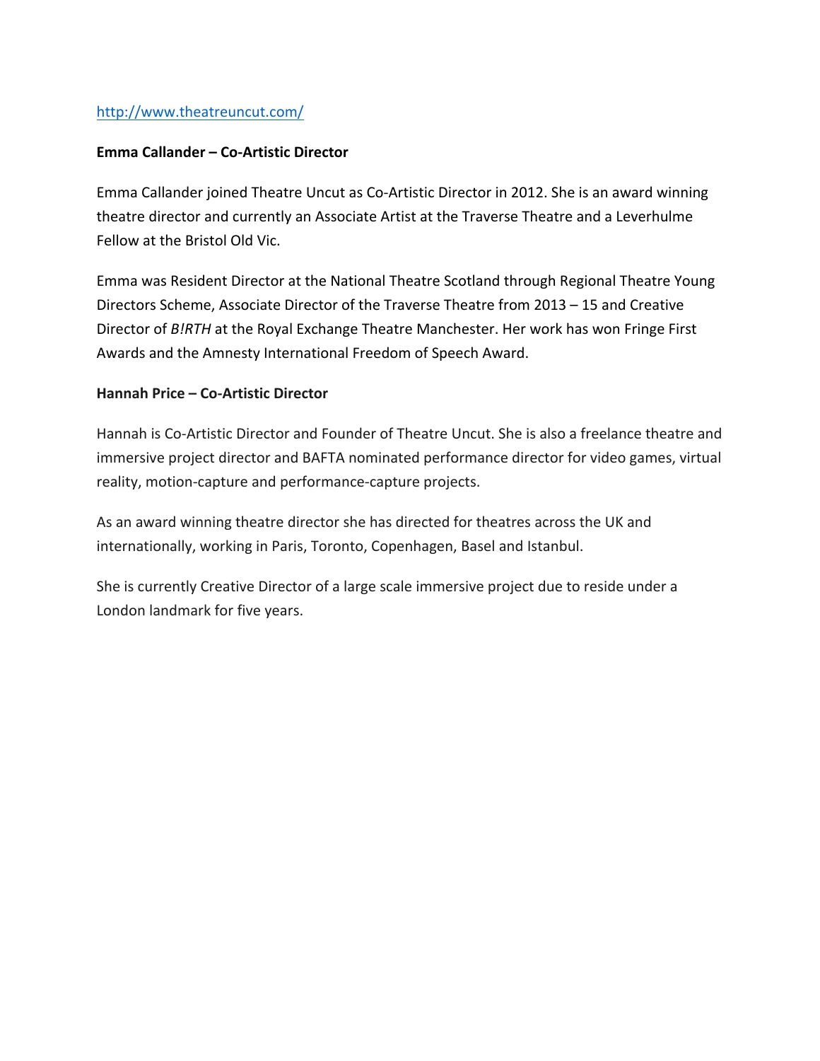http://www.theatreuncut.com/

**Emma Callander – Co-Artistic Director**

Emma Callander joined Theatre Uncut as Co-Artistic Director in 2012. She is an award winning theatre director and currently an Associate Artist at the Traverse Theatre and a Leverhulme Fellow at the Bristol Old Vic.

Emma was Resident Director at the National Theatre Scotland through Regional Theatre Young Directors Scheme, Associate Director of the Traverse Theatre from 2013 – 15 and Creative Director of *B!RTH* at the Royal Exchange Theatre Manchester. Her work has won Fringe First Awards and the Amnesty International Freedom of Speech Award.

**Hannah Price – Co-Artistic Director**

Hannah is Co-Artistic Director and Founder of Theatre Uncut. She is also a freelance theatre and immersive project director and BAFTA nominated performance director for video games, virtual reality, motion-capture and performance-capture projects.

As an award winning theatre director she has directed for theatres across the UK and internationally, working in Paris, Toronto, Copenhagen, Basel and Istanbul.

She is currently Creative Director of a large scale immersive project due to reside under a London landmark for five years.